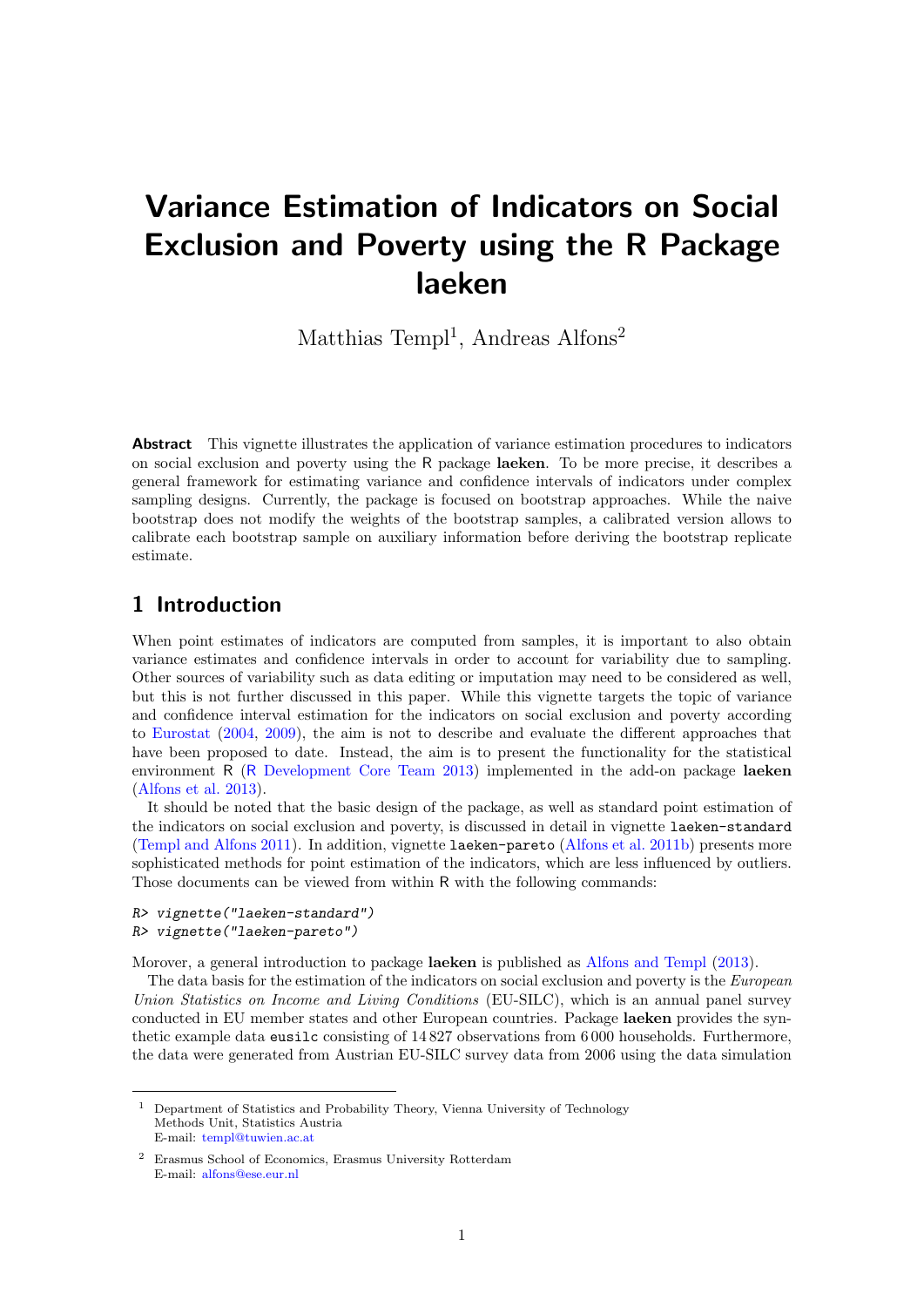# Variance Estimation of Indicators on Social Exclusion and Poverty using the R Package laeken

Matthias Templ[1], Andreas Alfons[2]

**Abstract** This vignette illustrates the application of variance estimation procedures to indicators on social exclusion and poverty using the R package **laeken**. To be more precise, it describes a general framework for estimating variance and confidence intervals of indicators under complex sampling designs. Currently, the package is focused on bootstrap approaches. While the naive bootstrap does not modify the weights of the bootstrap samples, a calibrated version allows to calibrate each bootstrap sample on auxiliary information before deriving the bootstrap replicate estimate.

## 1 Introduction

When point estimates of indicators are computed from samples, it is important to also obtain variance estimates and confidence intervals in order to account for variability due to sampling. Other sources of variability such as data editing or imputation may need to be considered as well, but this is not further discussed in this paper. While this vignette targets the topic of variance and confidence interval estimation for the indicators on social exclusion and poverty according to Eurostat (2004, 2009), the aim is not to describe and evaluate the different approaches that have been proposed to date. Instead, the aim is to present the functionality for the statistical environment R (R Development Core Team 2013) implemented in the add-on package **laeken** (Alfons et al. 2013).

It should be noted that the basic design of the package, as well as standard point estimation of the indicators on social exclusion and poverty, is discussed in detail in vignette `laeken-standard` (Templ and Alfons 2011). In addition, vignette `laeken-pareto` (Alfons et al. 2011b) presents more sophisticated methods for point estimation of the indicators, which are less influenced by outliers. Those documents can be viewed from within R with the following commands:

```
R> vignette("laeken-standard")
R> vignette("laeken-pareto")
```

Morover, a general introduction to package **laeken** is published as Alfons and Templ (2013).

The data basis for the estimation of the indicators on social exclusion and poverty is the *European Union Statistics on Income and Living Conditions* (EU-SILC), which is an annual panel survey conducted in EU member states and other European countries. Package **laeken** provides the synthetic example data `eusilc` consisting of 14 827 observations from 6 000 households. Furthermore, the data were generated from Austrian EU-SILC survey data from 2006 using the data simulation

---

[1] Department of Statistics and Probability Theory, Vienna University of Technology
Methods Unit, Statistics Austria
E-mail: templ@tuwien.ac.at

[2] Erasmus School of Economics, Erasmus University Rotterdam
E-mail: alfons@ese.eur.nl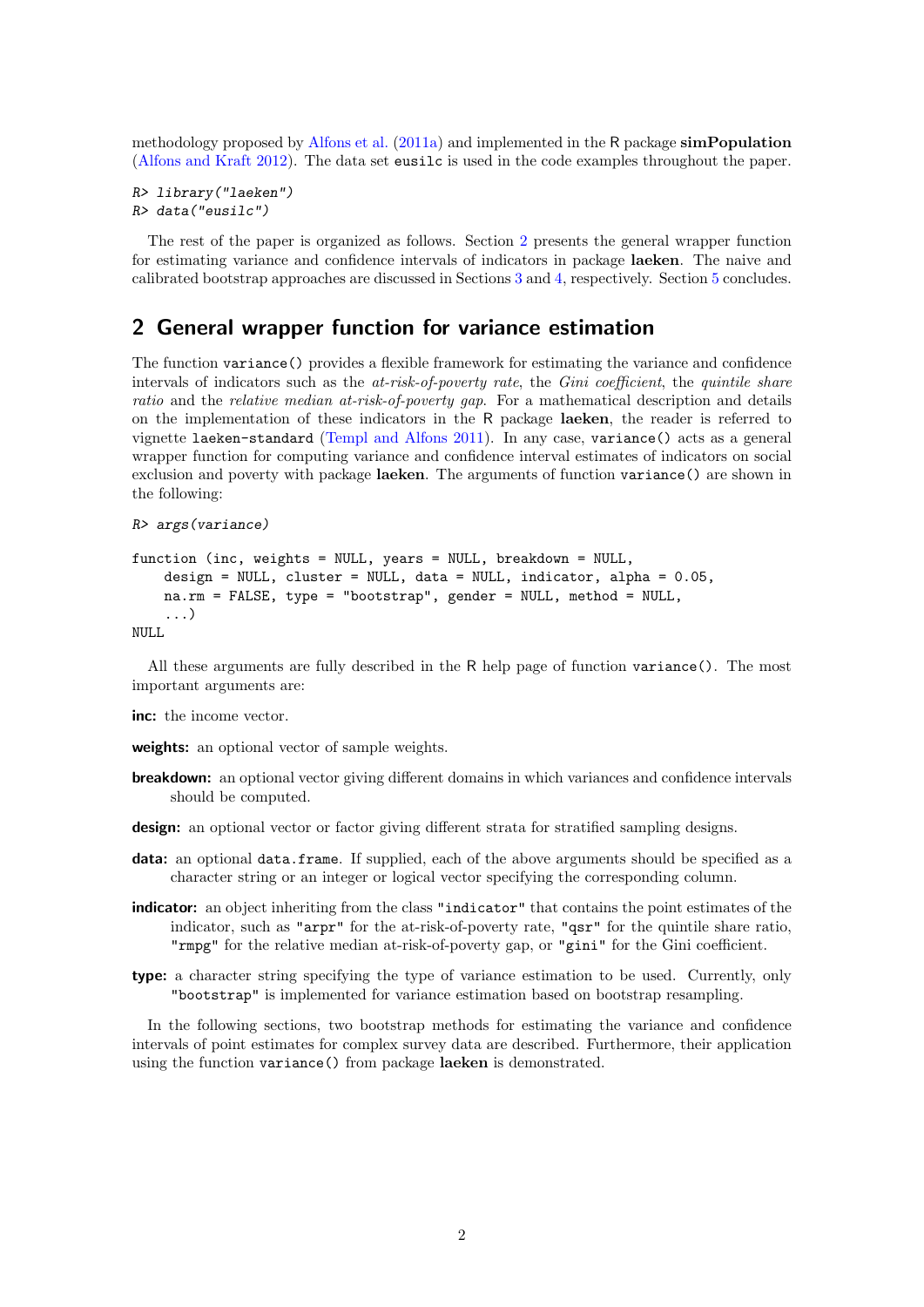methodology proposed by Alfons et al. (2011a) and implemented in the R package **simPopulation** (Alfons and Kraft 2012). The data set `eusilc` is used in the code examples throughout the paper.

```
R> library("laeken")
R> data("eusilc")
```

The rest of the paper is organized as follows. Section 2 presents the general wrapper function for estimating variance and confidence intervals of indicators in package **laeken**. The naive and calibrated bootstrap approaches are discussed in Sections 3 and 4, respectively. Section 5 concludes.

## 2 General wrapper function for variance estimation

The function `variance()` provides a flexible framework for estimating the variance and confidence intervals of indicators such as the *at-risk-of-poverty rate*, the *Gini coefficient*, the *quintile share ratio* and the *relative median at-risk-of-poverty gap*. For a mathematical description and details on the implementation of these indicators in the R package **laeken**, the reader is referred to vignette `laeken-standard` (Templ and Alfons 2011). In any case, `variance()` acts as a general wrapper function for computing variance and confidence interval estimates of indicators on social exclusion and poverty with package **laeken**. The arguments of function `variance()` are shown in the following:

```
R> args(variance)

function (inc, weights = NULL, years = NULL, breakdown = NULL,
    design = NULL, cluster = NULL, data = NULL, indicator, alpha = 0.05,
    na.rm = FALSE, type = "bootstrap", gender = NULL, method = NULL,
    ...)
NULL
```

All these arguments are fully described in the R help page of function `variance()`. The most important arguments are:

**inc:** the income vector.

**weights:** an optional vector of sample weights.

**breakdown:** an optional vector giving different domains in which variances and confidence intervals should be computed.

**design:** an optional vector or factor giving different strata for stratified sampling designs.

**data:** an optional `data.frame`. If supplied, each of the above arguments should be specified as a character string or an integer or logical vector specifying the corresponding column.

**indicator:** an object inheriting from the class `"indicator"` that contains the point estimates of the indicator, such as `"arpr"` for the at-risk-of-poverty rate, `"qsr"` for the quintile share ratio, `"rmpg"` for the relative median at-risk-of-poverty gap, or `"gini"` for the Gini coefficient.

**type:** a character string specifying the type of variance estimation to be used. Currently, only `"bootstrap"` is implemented for variance estimation based on bootstrap resampling.

In the following sections, two bootstrap methods for estimating the variance and confidence intervals of point estimates for complex survey data are described. Furthermore, their application using the function `variance()` from package **laeken** is demonstrated.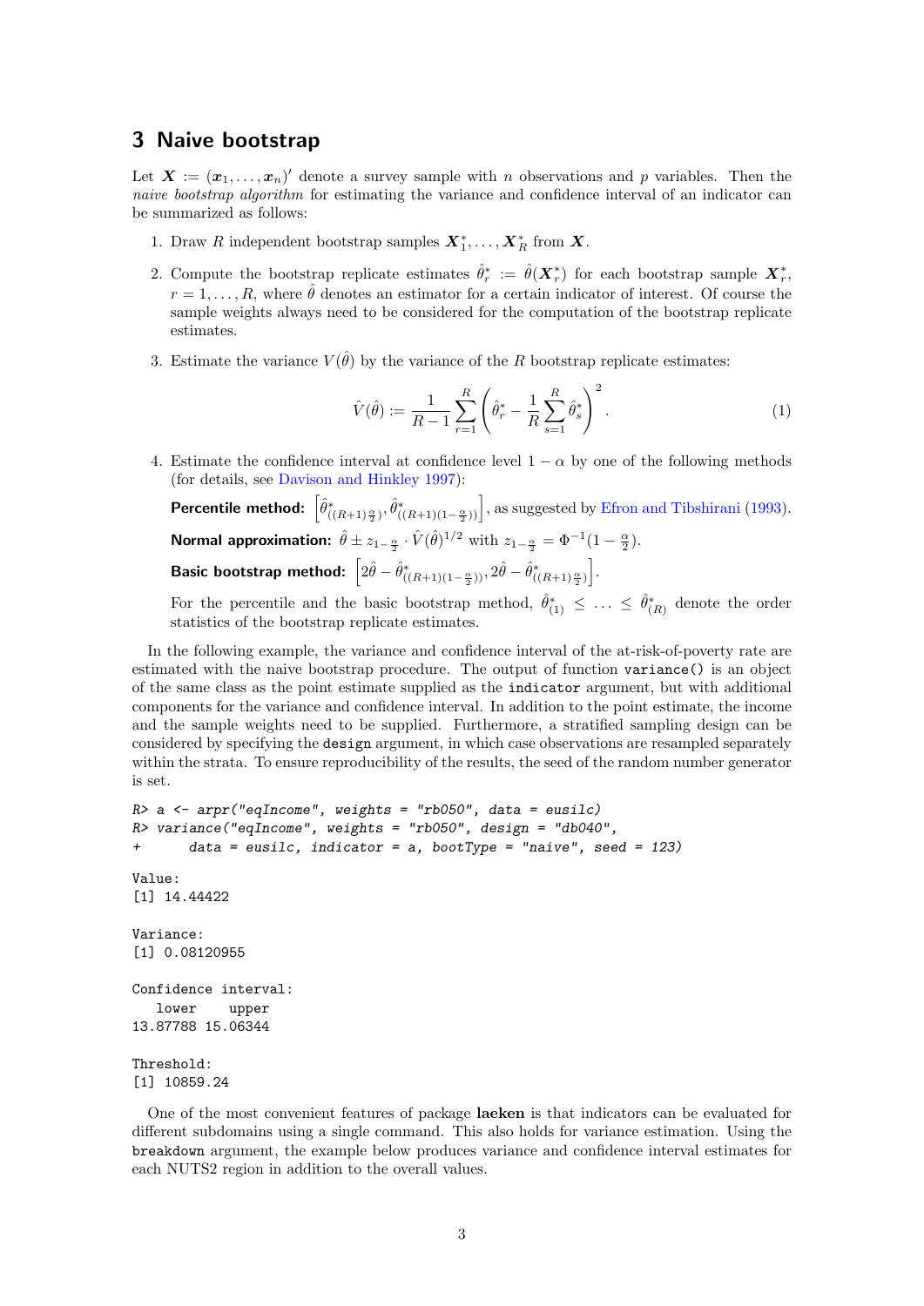## 3 Naive bootstrap

Let $\boldsymbol{X} := (\boldsymbol{x}_1, \ldots, \boldsymbol{x}_n)'$ denote a survey sample with $n$ observations and $p$ variables. Then the *naive bootstrap algorithm* for estimating the variance and confidence interval of an indicator can be summarized as follows:

1. Draw $R$ independent bootstrap samples $\boldsymbol{X}_1^*, \ldots, \boldsymbol{X}_R^*$ from $\boldsymbol{X}$.
2. Compute the bootstrap replicate estimates $\hat{\theta}_r^* := \hat{\theta}(\boldsymbol{X}_r^*)$ for each bootstrap sample $\boldsymbol{X}_r^*$, $r = 1, \ldots, R$, where $\hat{\theta}$ denotes an estimator for a certain indicator of interest. Of course the sample weights always need to be considered for the computation of the bootstrap replicate estimates.
3. Estimate the variance $V(\hat{\theta})$ by the variance of the $R$ bootstrap replicate estimates:
$$\hat{V}(\hat{\theta}) := \frac{1}{R-1} \sum_{r=1}^{R} \left( \hat{\theta}_r^* - \frac{1}{R} \sum_{s=1}^{R} \hat{\theta}_s^* \right)^2. \tag{1}$$
4. Estimate the confidence interval at confidence level $1 - \alpha$ by one of the following methods (for details, see Davison and Hinkley 1997):

   **Percentile method:** $\left[ \hat{\theta}^*_{((R+1)\frac{\alpha}{2})}, \hat{\theta}^*_{((R+1)(1-\frac{\alpha}{2}))} \right]$, as suggested by Efron and Tibshirani (1993).

   **Normal approximation:** $\hat{\theta} \pm z_{1-\frac{\alpha}{2}} \cdot \hat{V}(\hat{\theta})^{1/2}$ with $z_{1-\frac{\alpha}{2}} = \Phi^{-1}(1 - \frac{\alpha}{2})$.

   **Basic bootstrap method:** $\left[ 2\hat{\theta} - \hat{\theta}^*_{((R+1)(1-\frac{\alpha}{2}))}, 2\hat{\theta} - \hat{\theta}^*_{((R+1)\frac{\alpha}{2})} \right]$.

   For the percentile and the basic bootstrap method, $\hat{\theta}^*_{(1)} \leq \ldots \leq \hat{\theta}^*_{(R)}$ denote the order statistics of the bootstrap replicate estimates.

In the following example, the variance and confidence interval of the at-risk-of-poverty rate are estimated with the naive bootstrap procedure. The output of function `variance()` is an object of the same class as the point estimate supplied as the `indicator` argument, but with additional components for the variance and confidence interval. In addition to the point estimate, the income and the sample weights need to be supplied. Furthermore, a stratified sampling design can be considered by specifying the `design` argument, in which case observations are resampled separately within the strata. To ensure reproducibility of the results, the seed of the random number generator is set.

```
R> a <- arpr("eqIncome", weights = "rb050", data = eusilc)
R> variance("eqIncome", weights = "rb050", design = "db040",
+      data = eusilc, indicator = a, bootType = "naive", seed = 123)

Value:
[1] 14.44422

Variance:
[1] 0.08120955

Confidence interval:
   lower    upper
13.87788 15.06344

Threshold:
[1] 10859.24
```

One of the most convenient features of package **laeken** is that indicators can be evaluated for different subdomains using a single command. This also holds for variance estimation. Using the `breakdown` argument, the example below produces variance and confidence interval estimates for each NUTS2 region in addition to the overall values.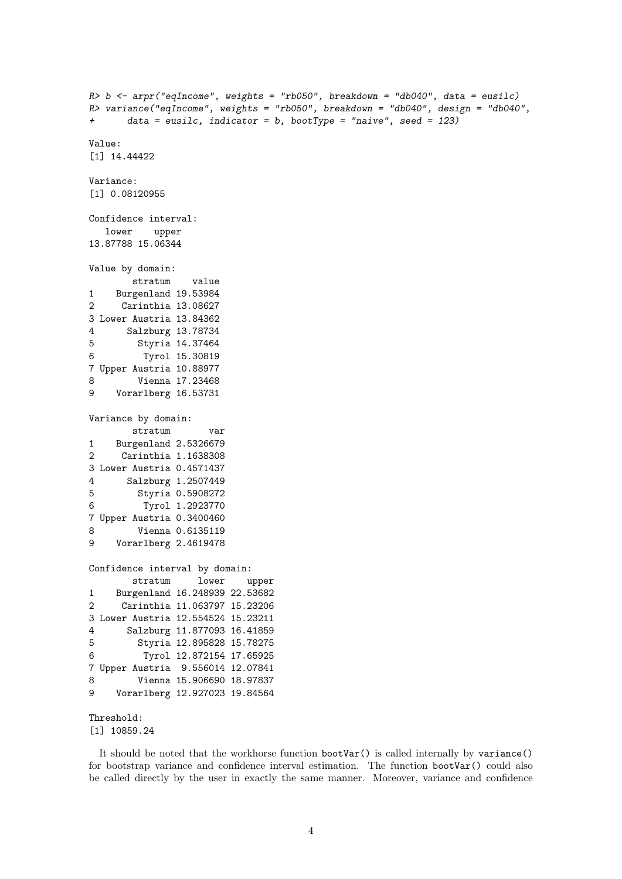```
R> b <- arpr("eqIncome", weights = "rb050", breakdown = "db040", data = eusilc)
R> variance("eqIncome", weights = "rb050", breakdown = "db040", design = "db040",
+      data = eusilc, indicator = b, bootType = "naive", seed = 123)

Value:
[1] 14.44422

Variance:
[1] 0.08120955

Confidence interval:
   lower    upper
13.87788 15.06344

Value by domain:
        stratum    value
1    Burgenland 19.53984
2     Carinthia 13.08627
3 Lower Austria 13.84362
4      Salzburg 13.78734
5        Styria 14.37464
6         Tyrol 15.30819
7 Upper Austria 10.88977
8        Vienna 17.23468
9    Vorarlberg 16.53731

Variance by domain:
        stratum       var
1    Burgenland 2.5326679
2     Carinthia 1.1638308
3 Lower Austria 0.4571437
4      Salzburg 1.2507449
5        Styria 0.5908272
6         Tyrol 1.2923770
7 Upper Austria 0.3400460
8        Vienna 0.6135119
9    Vorarlberg 2.4619478

Confidence interval by domain:
        stratum     lower    upper
1    Burgenland 16.248939 22.53682
2     Carinthia 11.063797 15.23206
3 Lower Austria 12.554524 15.23211
4      Salzburg 11.877093 16.41859
5        Styria 12.895828 15.78275
6         Tyrol 12.872154 17.65925
7 Upper Austria  9.556014 12.07841
8        Vienna 15.906690 18.97837
9    Vorarlberg 12.927023 19.84564

Threshold:
[1] 10859.24
```

It should be noted that the workhorse function bootVar() is called internally by variance() for bootstrap variance and confidence interval estimation. The function bootVar() could also be called directly by the user in exactly the same manner. Moreover, variance and confidence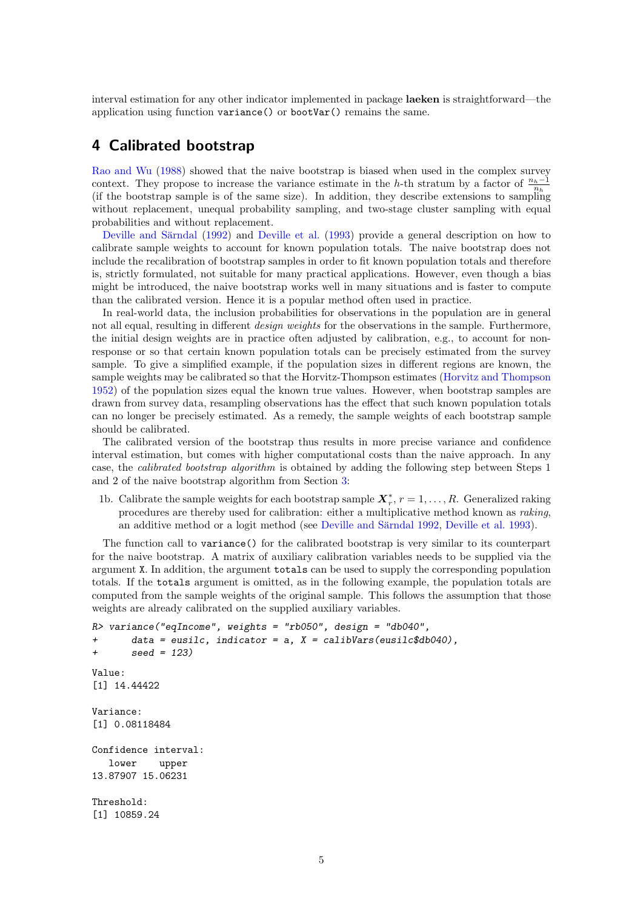interval estimation for any other indicator implemented in package **laeken** is straightforward—the application using function `variance()` or `bootVar()` remains the same.

## 4 Calibrated bootstrap

Rao and Wu (1988) showed that the naive bootstrap is biased when used in the complex survey context. They propose to increase the variance estimate in the $h$-th stratum by a factor of $\frac{n_h-1}{n_h}$ (if the bootstrap sample is of the same size). In addition, they describe extensions to sampling without replacement, unequal probability sampling, and two-stage cluster sampling with equal probabilities and without replacement.

Deville and Särndal (1992) and Deville et al. (1993) provide a general description on how to calibrate sample weights to account for known population totals. The naive bootstrap does not include the recalibration of bootstrap samples in order to fit known population totals and therefore is, strictly formulated, not suitable for many practical applications. However, even though a bias might be introduced, the naive bootstrap works well in many situations and is faster to compute than the calibrated version. Hence it is a popular method often used in practice.

In real-world data, the inclusion probabilities for observations in the population are in general not all equal, resulting in different *design weights* for the observations in the sample. Furthermore, the initial design weights are in practice often adjusted by calibration, e.g., to account for non-response or so that certain known population totals can be precisely estimated from the survey sample. To give a simplified example, if the population sizes in different regions are known, the sample weights may be calibrated so that the Horvitz-Thompson estimates (Horvitz and Thompson 1952) of the population sizes equal the known true values. However, when bootstrap samples are drawn from survey data, resampling observations has the effect that such known population totals can no longer be precisely estimated. As a remedy, the sample weights of each bootstrap sample should be calibrated.

The calibrated version of the bootstrap thus results in more precise variance and confidence interval estimation, but comes with higher computational costs than the naive approach. In any case, the *calibrated bootstrap algorithm* is obtained by adding the following step between Steps 1 and 2 of the naive bootstrap algorithm from Section 3:

1b. Calibrate the sample weights for each bootstrap sample $\boldsymbol{X}_r^*$, $r = 1, \ldots, R$. Generalized raking procedures are thereby used for calibration: either a multiplicative method known as *raking*, an additive method or a logit method (see Deville and Särndal 1992, Deville et al. 1993).

The function call to `variance()` for the calibrated bootstrap is very similar to its counterpart for the naive bootstrap. A matrix of auxiliary calibration variables needs to be supplied via the argument `X`. In addition, the argument `totals` can be used to supply the corresponding population totals. If the `totals` argument is omitted, as in the following example, the population totals are computed from the sample weights of the original sample. This follows the assumption that those weights are already calibrated on the supplied auxiliary variables.

```
R> variance("eqIncome", weights = "rb050", design = "db040",
+      data = eusilc, indicator = a, X = calibVars(eusilc$db040),
+      seed = 123)

Value:
[1] 14.44422

Variance:
[1] 0.08118484

Confidence interval:
   lower    upper
13.87907 15.06231

Threshold:
[1] 10859.24
```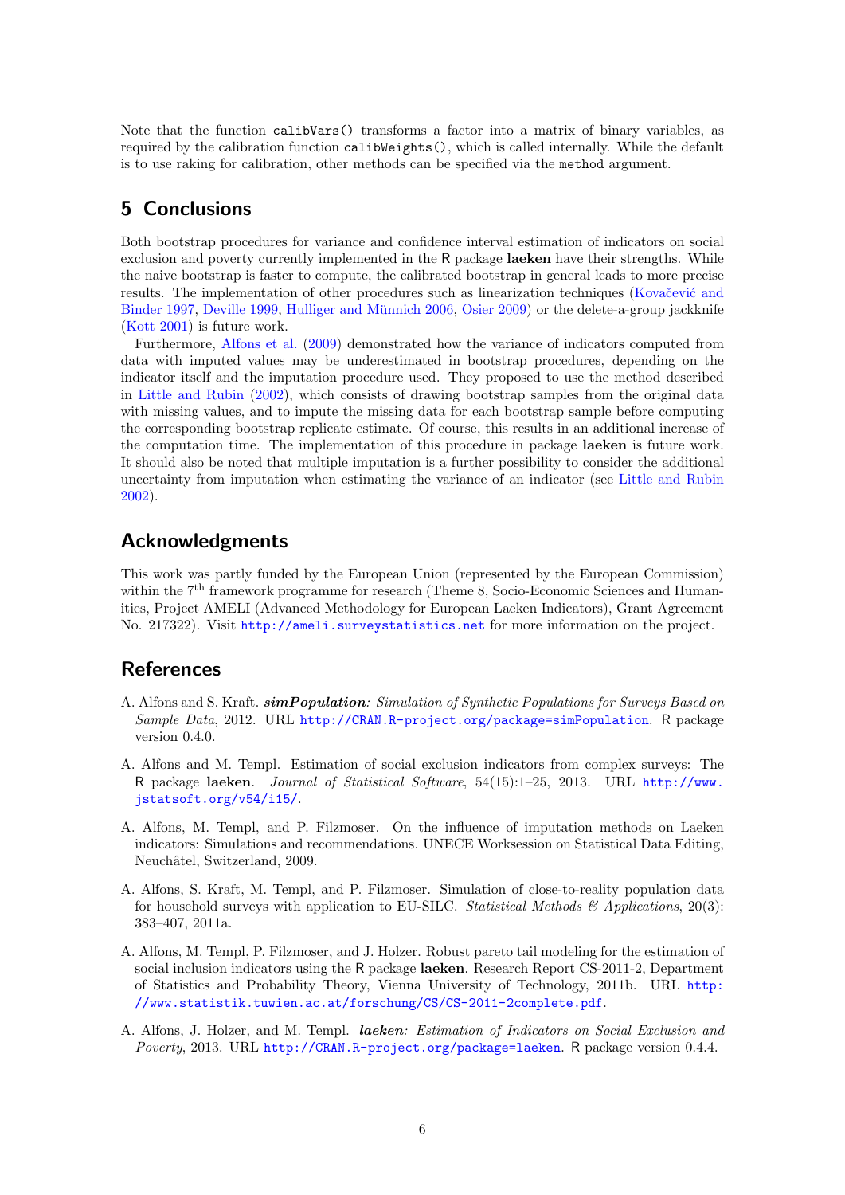Note that the function `calibVars()` transforms a factor into a matrix of binary variables, as required by the calibration function `calibWeights()`, which is called internally. While the default is to use raking for calibration, other methods can be specified via the `method` argument.

## 5 Conclusions

Both bootstrap procedures for variance and confidence interval estimation of indicators on social exclusion and poverty currently implemented in the R package **laeken** have their strengths. While the naive bootstrap is faster to compute, the calibrated bootstrap in general leads to more precise results. The implementation of other procedures such as linearization techniques (Kovačević and Binder 1997, Deville 1999, Hulliger and Münnich 2006, Osier 2009) or the delete-a-group jackknife (Kott 2001) is future work.

Furthermore, Alfons et al. (2009) demonstrated how the variance of indicators computed from data with imputed values may be underestimated in bootstrap procedures, depending on the indicator itself and the imputation procedure used. They proposed to use the method described in Little and Rubin (2002), which consists of drawing bootstrap samples from the original data with missing values, and to impute the missing data for each bootstrap sample before computing the corresponding bootstrap replicate estimate. Of course, this results in an additional increase of the computation time. The implementation of this procedure in package **laeken** is future work. It should also be noted that multiple imputation is a further possibility to consider the additional uncertainty from imputation when estimating the variance of an indicator (see Little and Rubin 2002).

## Acknowledgments

This work was partly funded by the European Union (represented by the European Commission) within the 7th framework programme for research (Theme 8, Socio-Economic Sciences and Humanities, Project AMELI (Advanced Methodology for European Laeken Indicators), Grant Agreement No. 217322). Visit http://ameli.surveystatistics.net for more information on the project.

## References

A. Alfons and S. Kraft. ***simPopulation**: Simulation of Synthetic Populations for Surveys Based on Sample Data*, 2012. URL http://CRAN.R-project.org/package=simPopulation. R package version 0.4.0.

A. Alfons and M. Templ. Estimation of social exclusion indicators from complex surveys: The R package **laeken**. *Journal of Statistical Software*, 54(15):1–25, 2013. URL http://www.jstatsoft.org/v54/i15/.

A. Alfons, M. Templ, and P. Filzmoser. On the influence of imputation methods on Laeken indicators: Simulations and recommendations. UNECE Worksession on Statistical Data Editing, Neuchâtel, Switzerland, 2009.

A. Alfons, S. Kraft, M. Templ, and P. Filzmoser. Simulation of close-to-reality population data for household surveys with application to EU-SILC. *Statistical Methods & Applications*, 20(3): 383–407, 2011a.

A. Alfons, M. Templ, P. Filzmoser, and J. Holzer. Robust pareto tail modeling for the estimation of social inclusion indicators using the R package **laeken**. Research Report CS-2011-2, Department of Statistics and Probability Theory, Vienna University of Technology, 2011b. URL http://www.statistik.tuwien.ac.at/forschung/CS/CS-2011-2complete.pdf.

A. Alfons, J. Holzer, and M. Templ. ***laeken**: Estimation of Indicators on Social Exclusion and Poverty*, 2013. URL http://CRAN.R-project.org/package=laeken. R package version 0.4.4.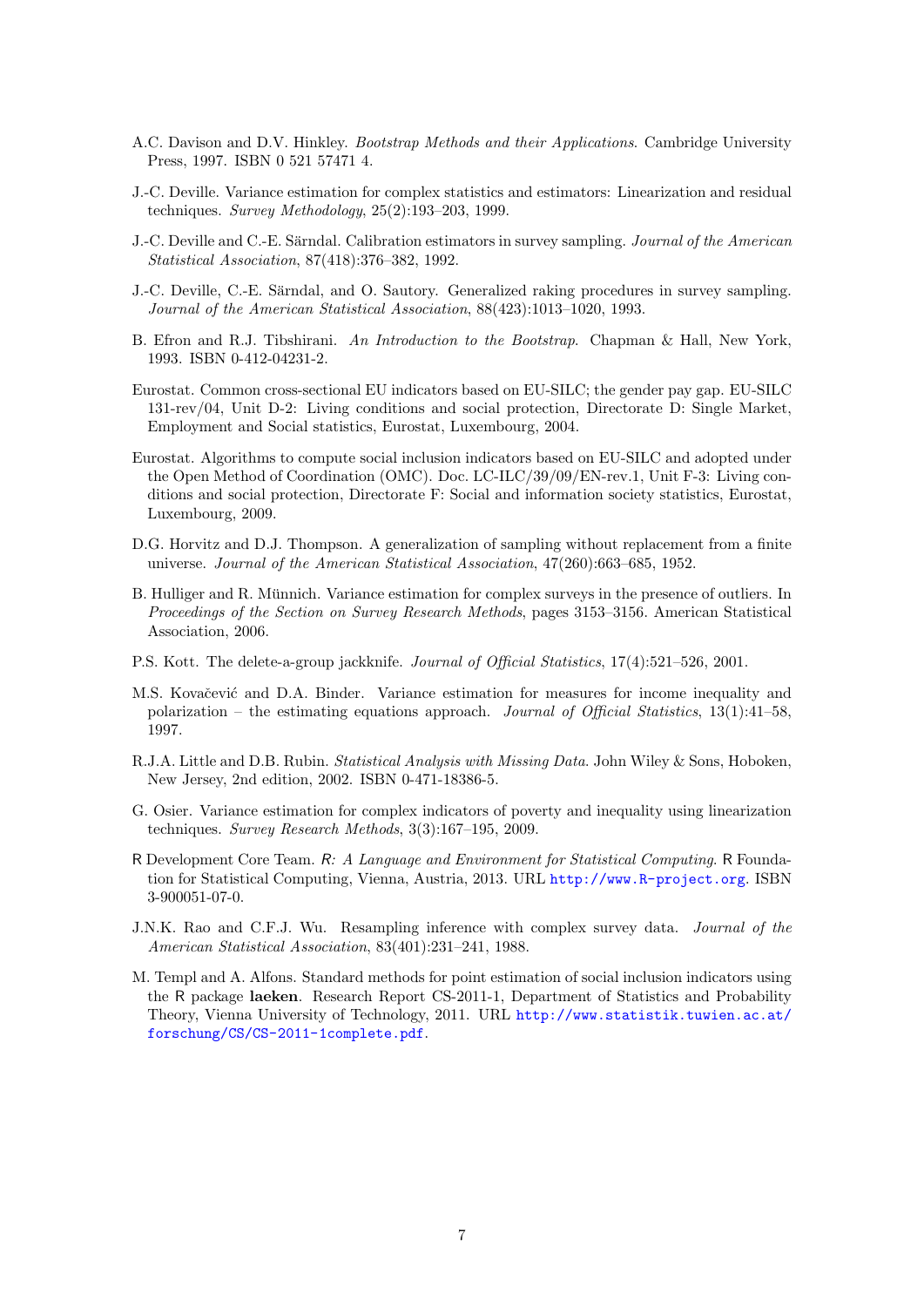A.C. Davison and D.V. Hinkley. *Bootstrap Methods and their Applications*. Cambridge University Press, 1997. ISBN 0 521 57471 4.

J.-C. Deville. Variance estimation for complex statistics and estimators: Linearization and residual techniques. *Survey Methodology*, 25(2):193–203, 1999.

J.-C. Deville and C.-E. Särndal. Calibration estimators in survey sampling. *Journal of the American Statistical Association*, 87(418):376–382, 1992.

J.-C. Deville, C.-E. Särndal, and O. Sautory. Generalized raking procedures in survey sampling. *Journal of the American Statistical Association*, 88(423):1013–1020, 1993.

B. Efron and R.J. Tibshirani. *An Introduction to the Bootstrap*. Chapman & Hall, New York, 1993. ISBN 0-412-04231-2.

Eurostat. Common cross-sectional EU indicators based on EU-SILC; the gender pay gap. EU-SILC 131-rev/04, Unit D-2: Living conditions and social protection, Directorate D: Single Market, Employment and Social statistics, Eurostat, Luxembourg, 2004.

Eurostat. Algorithms to compute social inclusion indicators based on EU-SILC and adopted under the Open Method of Coordination (OMC). Doc. LC-ILC/39/09/EN-rev.1, Unit F-3: Living conditions and social protection, Directorate F: Social and information society statistics, Eurostat, Luxembourg, 2009.

D.G. Horvitz and D.J. Thompson. A generalization of sampling without replacement from a finite universe. *Journal of the American Statistical Association*, 47(260):663–685, 1952.

B. Hulliger and R. Münnich. Variance estimation for complex surveys in the presence of outliers. In *Proceedings of the Section on Survey Research Methods*, pages 3153–3156. American Statistical Association, 2006.

P.S. Kott. The delete-a-group jackknife. *Journal of Official Statistics*, 17(4):521–526, 2001.

M.S. Kovačević and D.A. Binder. Variance estimation for measures for income inequality and polarization – the estimating equations approach. *Journal of Official Statistics*, 13(1):41–58, 1997.

R.J.A. Little and D.B. Rubin. *Statistical Analysis with Missing Data*. John Wiley & Sons, Hoboken, New Jersey, 2nd edition, 2002. ISBN 0-471-18386-5.

G. Osier. Variance estimation for complex indicators of poverty and inequality using linearization techniques. *Survey Research Methods*, 3(3):167–195, 2009.

R Development Core Team. *R: A Language and Environment for Statistical Computing*. R Foundation for Statistical Computing, Vienna, Austria, 2013. URL http://www.R-project.org. ISBN 3-900051-07-0.

J.N.K. Rao and C.F.J. Wu. Resampling inference with complex survey data. *Journal of the American Statistical Association*, 83(401):231–241, 1988.

M. Templ and A. Alfons. Standard methods for point estimation of social inclusion indicators using the R package **laeken**. Research Report CS-2011-1, Department of Statistics and Probability Theory, Vienna University of Technology, 2011. URL http://www.statistik.tuwien.ac.at/forschung/CS/CS-2011-1complete.pdf.